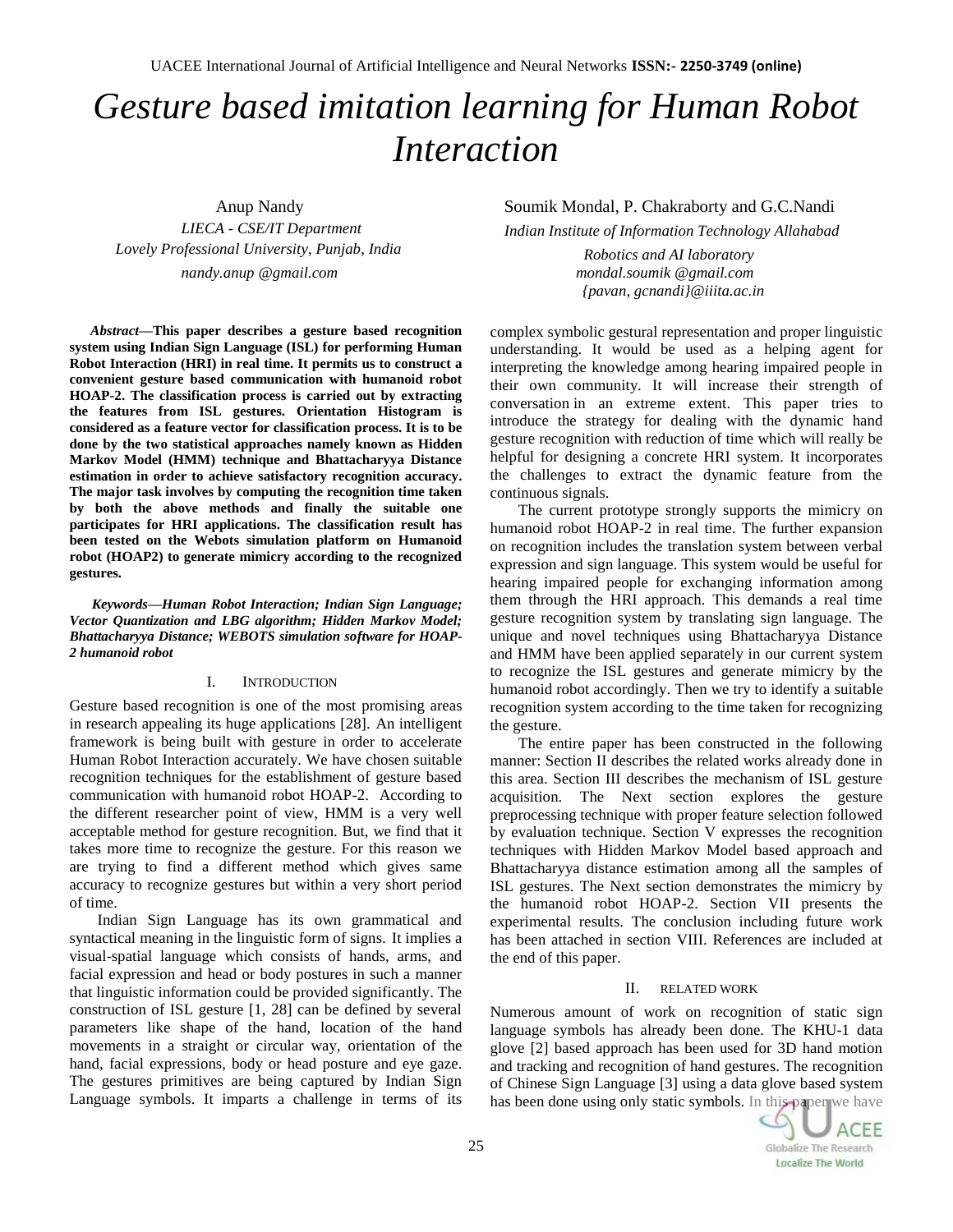# Gesture based imitation learning for Human Robot Interaction

Anup Nandy
*LIECA - CSE/IT Department*
*Lovely Professional University, Punjab, India*
*nandy.anup @gmail.com*

Soumik Mondal, P. Chakraborty and G.C.Nandi
*Indian Institute of Information Technology Allahabad*
*Robotics and AI laboratory*
*mondal.soumik @gmail.com*
*{pavan, gcnandi}@iiita.ac.in*

***Abstract*—This paper describes a gesture based recognition system using Indian Sign Language (ISL) for performing Human Robot Interaction (HRI) in real time. It permits us to construct a convenient gesture based communication with humanoid robot HOAP-2. The classification process is carried out by extracting the features from ISL gestures. Orientation Histogram is considered as a feature vector for classification process. It is to be done by the two statistical approaches namely known as Hidden Markov Model (HMM) technique and Bhattacharyya Distance estimation in order to achieve satisfactory recognition accuracy. The major task involves by computing the recognition time taken by both the above methods and finally the suitable one participates for HRI applications. The classification result has been tested on the Webots simulation platform on Humanoid robot (HOAP2) to generate mimicry according to the recognized gestures.**

***Keywords*—*Human Robot Interaction; Indian Sign Language; Vector Quantization and LBG algorithm; Hidden Markov Model; Bhattacharyya Distance; WEBOTS simulation software for HOAP-2 humanoid robot***

## I. INTRODUCTION

Gesture based recognition is one of the most promising areas in research appealing its huge applications [28]. An intelligent framework is being built with gesture in order to accelerate Human Robot Interaction accurately. We have chosen suitable recognition techniques for the establishment of gesture based communication with humanoid robot HOAP-2. According to the different researcher point of view, HMM is a very well acceptable method for gesture recognition. But, we find that it takes more time to recognize the gesture. For this reason we are trying to find a different method which gives same accuracy to recognize gestures but within a very short period of time.

Indian Sign Language has its own grammatical and syntactical meaning in the linguistic form of signs. It implies a visual-spatial language which consists of hands, arms, and facial expression and head or body postures in such a manner that linguistic information could be provided significantly. The construction of ISL gesture [1, 28] can be defined by several parameters like shape of the hand, location of the hand movements in a straight or circular way, orientation of the hand, facial expressions, body or head posture and eye gaze. The gestures primitives are being captured by Indian Sign Language symbols. It imparts a challenge in terms of its complex symbolic gestural representation and proper linguistic understanding. It would be used as a helping agent for interpreting the knowledge among hearing impaired people in their own community. It will increase their strength of conversation in an extreme extent. This paper tries to introduce the strategy for dealing with the dynamic hand gesture recognition with reduction of time which will really be helpful for designing a concrete HRI system. It incorporates the challenges to extract the dynamic feature from the continuous signals.

The current prototype strongly supports the mimicry on humanoid robot HOAP-2 in real time. The further expansion on recognition includes the translation system between verbal expression and sign language. This system would be useful for hearing impaired people for exchanging information among them through the HRI approach. This demands a real time gesture recognition system by translating sign language. The unique and novel techniques using Bhattacharyya Distance and HMM have been applied separately in our current system to recognize the ISL gestures and generate mimicry by the humanoid robot accordingly. Then we try to identify a suitable recognition system according to the time taken for recognizing the gesture.

The entire paper has been constructed in the following manner: Section II describes the related works already done in this area. Section III describes the mechanism of ISL gesture acquisition. The Next section explores the gesture preprocessing technique with proper feature selection followed by evaluation technique. Section V expresses the recognition techniques with Hidden Markov Model based approach and Bhattacharyya distance estimation among all the samples of ISL gestures. The Next section demonstrates the mimicry by the humanoid robot HOAP-2. Section VII presents the experimental results. The conclusion including future work has been attached in section VIII. References are included at the end of this paper.

## II. RELATED WORK

Numerous amount of work on recognition of static sign language symbols has already been done. The KHU-1 data glove [2] based approach has been used for 3D hand motion and tracking and recognition of hand gestures. The recognition of Chinese Sign Language [3] using a data glove based system has been done using only static symbols. In this paper we have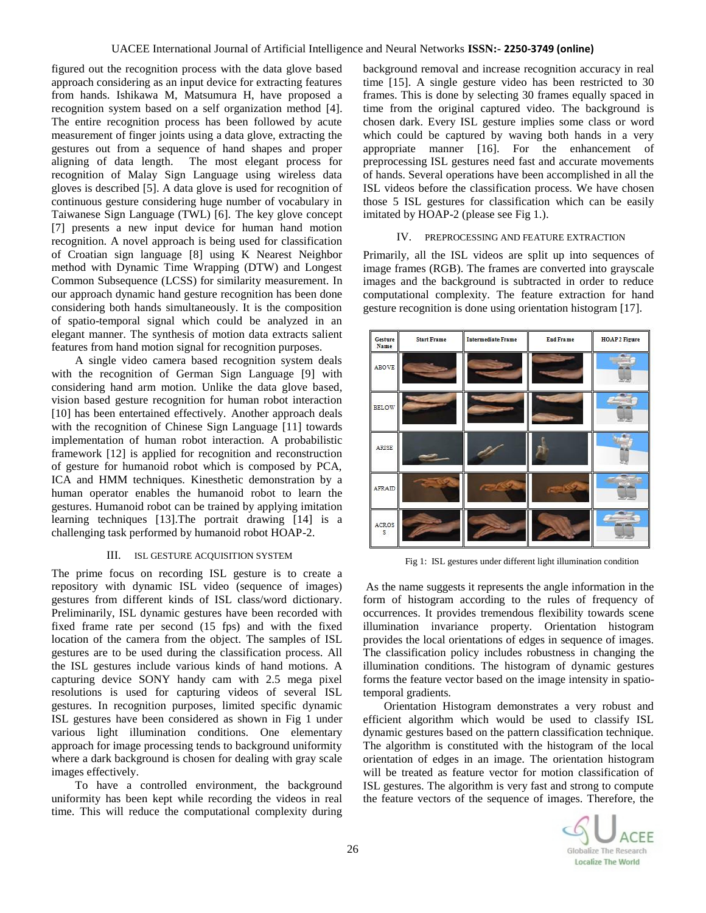figured out the recognition process with the data glove based approach considering as an input device for extracting features from hands. Ishikawa M, Matsumura H, have proposed a recognition system based on a self organization method [4]. The entire recognition process has been followed by acute measurement of finger joints using a data glove, extracting the gestures out from a sequence of hand shapes and proper aligning of data length. The most elegant process for recognition of Malay Sign Language using wireless data gloves is described [5]. A data glove is used for recognition of continuous gesture considering huge number of vocabulary in Taiwanese Sign Language (TWL) [6]. The key glove concept [7] presents a new input device for human hand motion recognition. A novel approach is being used for classification of Croatian sign language [8] using K Nearest Neighbor method with Dynamic Time Wrapping (DTW) and Longest Common Subsequence (LCSS) for similarity measurement. In our approach dynamic hand gesture recognition has been done considering both hands simultaneously. It is the composition of spatio-temporal signal which could be analyzed in an elegant manner. The synthesis of motion data extracts salient features from hand motion signal for recognition purposes.

A single video camera based recognition system deals with the recognition of German Sign Language [9] with considering hand arm motion. Unlike the data glove based, vision based gesture recognition for human robot interaction [10] has been entertained effectively. Another approach deals with the recognition of Chinese Sign Language [11] towards implementation of human robot interaction. A probabilistic framework [12] is applied for recognition and reconstruction of gesture for humanoid robot which is composed by PCA, ICA and HMM techniques. Kinesthetic demonstration by a human operator enables the humanoid robot to learn the gestures. Humanoid robot can be trained by applying imitation learning techniques [13].The portrait drawing [14] is a challenging task performed by humanoid robot HOAP-2.

## III. ISL GESTURE ACQUISITION SYSTEM

The prime focus on recording ISL gesture is to create a repository with dynamic ISL video (sequence of images) gestures from different kinds of ISL class/word dictionary. Preliminarily, ISL dynamic gestures have been recorded with fixed frame rate per second (15 fps) and with the fixed location of the camera from the object. The samples of ISL gestures are to be used during the classification process. All the ISL gestures include various kinds of hand motions. A capturing device SONY handy cam with 2.5 mega pixel resolutions is used for capturing videos of several ISL gestures. In recognition purposes, limited specific dynamic ISL gestures have been considered as shown in Fig 1 under various light illumination conditions. One elementary approach for image processing tends to background uniformity where a dark background is chosen for dealing with gray scale images effectively.

To have a controlled environment, the background uniformity has been kept while recording the videos in real time. This will reduce the computational complexity during background removal and increase recognition accuracy in real time [15]. A single gesture video has been restricted to 30 frames. This is done by selecting 30 frames equally spaced in time from the original captured video. The background is chosen dark. Every ISL gesture implies some class or word which could be captured by waving both hands in a very appropriate manner [16]. For the enhancement of preprocessing ISL gestures need fast and accurate movements of hands. Several operations have been accomplished in all the ISL videos before the classification process. We have chosen those 5 ISL gestures for classification which can be easily imitated by HOAP-2 (please see Fig 1.).

## IV. PREPROCESSING AND FEATURE EXTRACTION

Primarily, all the ISL videos are split up into sequences of image frames (RGB). The frames are converted into grayscale images and the background is subtracted in order to reduce computational complexity. The feature extraction for hand gesture recognition is done using orientation histogram [17].

| Gesture Name | Start Frame | Intermediate Frame | End Frame | HOAP2 Figure |
|---|---|---|---|---|
| ABOVE | | | | |
| BELOW | | | | |
| ARISE | | | | |
| AFRAID | | | | |
| ACROSS | | | | |

Fig 1: ISL gestures under different light illumination condition

As the name suggests it represents the angle information in the form of histogram according to the rules of frequency of occurrences. It provides tremendous flexibility towards scene illumination invariance property. Orientation histogram provides the local orientations of edges in sequence of images. The classification policy includes robustness in changing the illumination conditions. The histogram of dynamic gestures forms the feature vector based on the image intensity in spatio-temporal gradients.

Orientation Histogram demonstrates a very robust and efficient algorithm which would be used to classify ISL dynamic gestures based on the pattern classification technique. The algorithm is constituted with the histogram of the local orientation of edges in an image. The orientation histogram will be treated as feature vector for motion classification of ISL gestures. The algorithm is very fast and strong to compute the feature vectors of the sequence of images. Therefore, the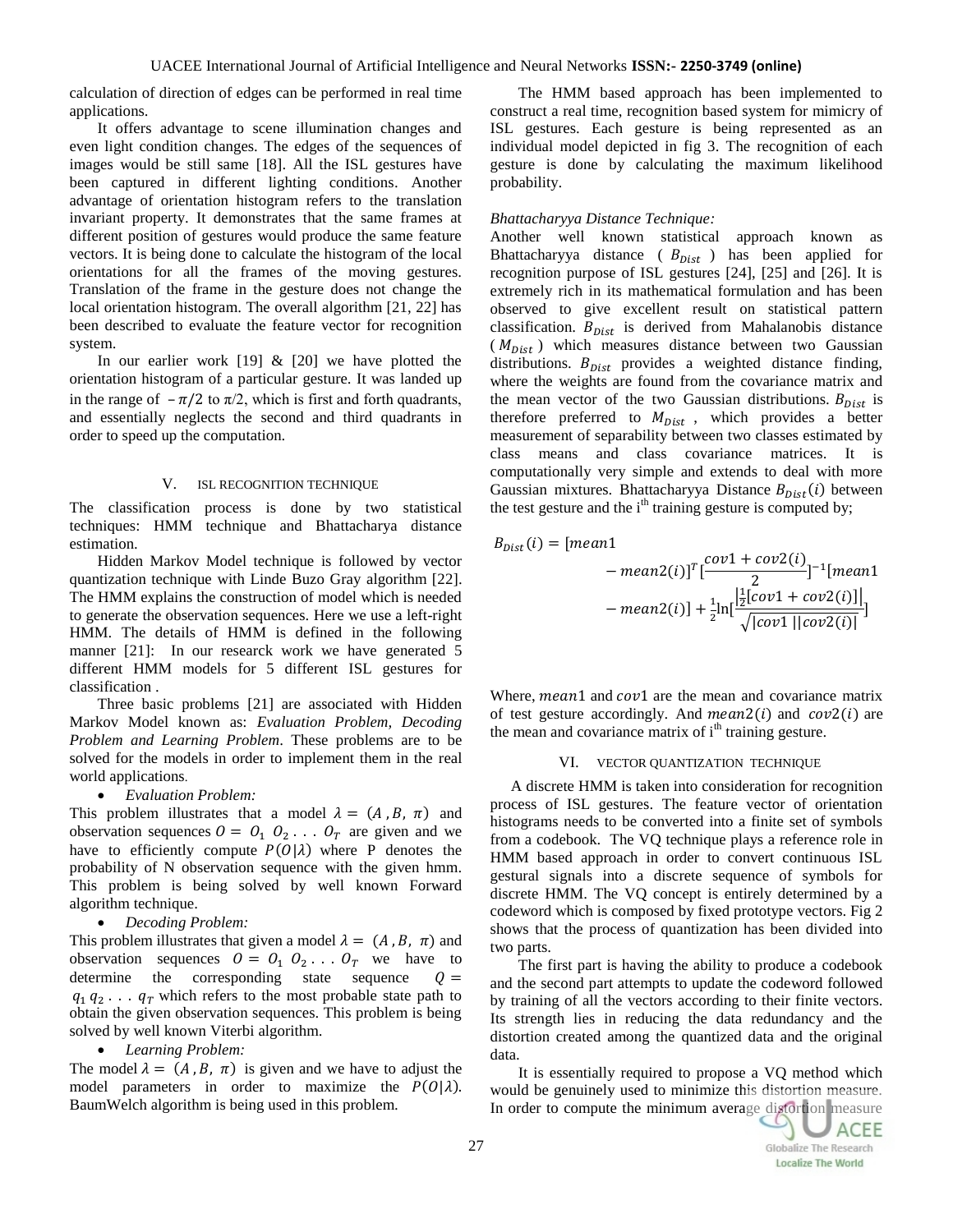calculation of direction of edges can be performed in real time applications.

It offers advantage to scene illumination changes and even light condition changes. The edges of the sequences of images would be still same [18]. All the ISL gestures have been captured in different lighting conditions. Another advantage of orientation histogram refers to the translation invariant property. It demonstrates that the same frames at different position of gestures would produce the same feature vectors. It is being done to calculate the histogram of the local orientations for all the frames of the moving gestures. Translation of the frame in the gesture does not change the local orientation histogram. The overall algorithm [21, 22] has been described to evaluate the feature vector for recognition system.

In our earlier work [19] & [20] we have plotted the orientation histogram of a particular gesture. It was landed up in the range of $-\pi/2$ to $\pi/2$, which is first and forth quadrants, and essentially neglects the second and third quadrants in order to speed up the computation.

## V. ISL RECOGNITION TECHNIQUE

The classification process is done by two statistical techniques: HMM technique and Bhattacharya distance estimation.

Hidden Markov Model technique is followed by vector quantization technique with Linde Buzo Gray algorithm [22]. The HMM explains the construction of model which is needed to generate the observation sequences. Here we use a left-right HMM. The details of HMM is defined in the following manner [21]: In our researck work we have generated 5 different HMM models for 5 different ISL gestures for classification .

Three basic problems [21] are associated with Hidden Markov Model known as: *Evaluation Problem, Decoding Problem and Learning Problem*. These problems are to be solved for the models in order to implement them in the real world applications.

- *Evaluation Problem:*

This problem illustrates that a model $\lambda = (A, B, \pi)$ and observation sequences $O = O_1\ O_2 \ldots O_T$ are given and we have to efficiently compute $P(O|\lambda)$ where P denotes the probability of N observation sequence with the given hmm. This problem is being solved by well known Forward algorithm technique.

- *Decoding Problem:*

This problem illustrates that given a model $\lambda = (A, B, \pi)$ and observation sequences $O = O_1\ O_2 \ldots O_T$ we have to determine the corresponding state sequence $Q = q_1\, q_2 \ldots q_T$ which refers to the most probable state path to obtain the given observation sequences. This problem is being solved by well known Viterbi algorithm.

- *Learning Problem:*

The model $\lambda = (A, B, \pi)$ is given and we have to adjust the model parameters in order to maximize the $P(O|\lambda)$. BaumWelch algorithm is being used in this problem.

The HMM based approach has been implemented to construct a real time, recognition based system for mimicry of ISL gestures. Each gesture is being represented as an individual model depicted in fig 3. The recognition of each gesture is done by calculating the maximum likelihood probability.

*Bhattacharyya Distance Technique:*

Another well known statistical approach known as Bhattacharyya distance ( $B_{Dist}$ ) has been applied for recognition purpose of ISL gestures [24], [25] and [26]. It is extremely rich in its mathematical formulation and has been observed to give excellent result on statistical pattern classification. $B_{Dist}$ is derived from Mahalanobis distance ( $M_{Dist}$ ) which measures distance between two Gaussian distributions. $B_{Dist}$ provides a weighted distance finding, where the weights are found from the covariance matrix and the mean vector of the two Gaussian distributions. $B_{Dist}$ is therefore preferred to $M_{Dist}$ , which provides a better measurement of separability between two classes estimated by class means and class covariance matrices. It is computationally very simple and extends to deal with more Gaussian mixtures. Bhattacharyya Distance $B_{Dist}(i)$ between the test gesture and the i[th] training gesture is computed by;

$$B_{Dist}(i) = [mean1 - mean2(i)]^T \left[\frac{cov1 + cov2(i)}{2}\right]^{-1} [mean1 - mean2(i)] + \frac{1}{2}\ln\left[\frac{\left|\frac{1}{2}[cov1 + cov2(i)]\right|}{\sqrt{|cov1\,||cov2(i)|}}\right]$$

Where, $mean1$ and $cov1$ are the mean and covariance matrix of test gesture accordingly. And $mean2(i)$ and $cov2(i)$ are the mean and covariance matrix of i[th] training gesture.

## VI. VECTOR QUANTIZATION TECHNIQUE

A discrete HMM is taken into consideration for recognition process of ISL gestures. The feature vector of orientation histograms needs to be converted into a finite set of symbols from a codebook. The VQ technique plays a reference role in HMM based approach in order to convert continuous ISL gestural signals into a discrete sequence of symbols for discrete HMM. The VQ concept is entirely determined by a codeword which is composed by fixed prototype vectors. Fig 2 shows that the process of quantization has been divided into two parts.

The first part is having the ability to produce a codebook and the second part attempts to update the codeword followed by training of all the vectors according to their finite vectors. Its strength lies in reducing the data redundancy and the distortion created among the quantized data and the original data.

It is essentially required to propose a VQ method which would be genuinely used to minimize this distortion measure. In order to compute the minimum average distortion measure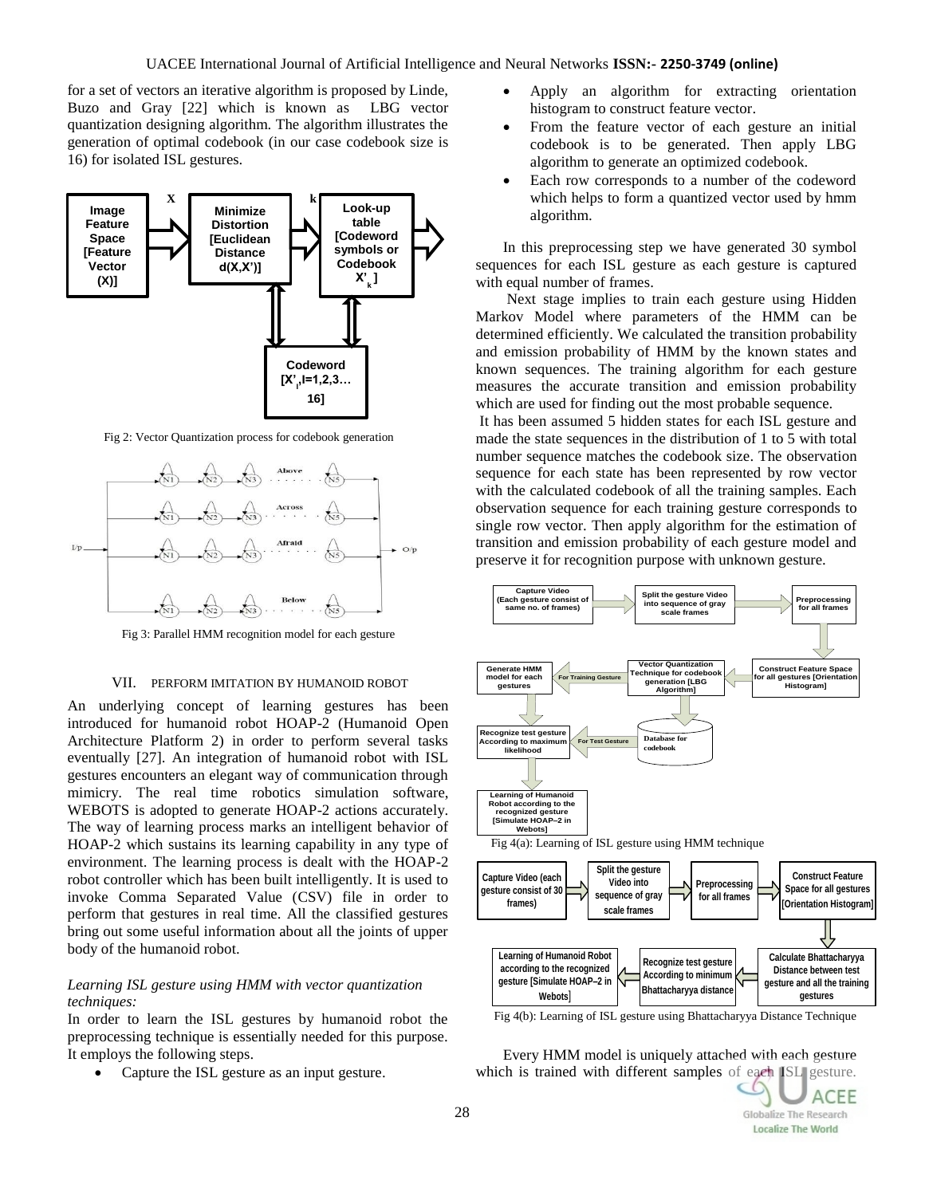for a set of vectors an iterative algorithm is proposed by Linde, Buzo and Gray [22] which is known as LBG vector quantization designing algorithm. The algorithm illustrates the generation of optimal codebook (in our case codebook size is 16) for isolated ISL gestures.

Fig 2: Vector Quantization process for codebook generation

Fig 3: Parallel HMM recognition model for each gesture

## VII. PERFORM IMITATION BY HUMANOID ROBOT

An underlying concept of learning gestures has been introduced for humanoid robot HOAP-2 (Humanoid Open Architecture Platform 2) in order to perform several tasks eventually [27]. An integration of humanoid robot with ISL gestures encounters an elegant way of communication through mimicry. The real time robotics simulation software, WEBOTS is adopted to generate HOAP-2 actions accurately. The way of learning process marks an intelligent behavior of HOAP-2 which sustains its learning capability in any type of environment. The learning process is dealt with the HOAP-2 robot controller which has been built intelligently. It is used to invoke Comma Separated Value (CSV) file in order to perform that gestures in real time. All the classified gestures bring out some useful information about all the joints of upper body of the humanoid robot.

### *Learning ISL gesture using HMM with vector quantization techniques:*

In order to learn the ISL gestures by humanoid robot the preprocessing technique is essentially needed for this purpose. It employs the following steps.

- Capture the ISL gesture as an input gesture.
- Apply an algorithm for extracting orientation histogram to construct feature vector.
- From the feature vector of each gesture an initial codebook is to be generated. Then apply LBG algorithm to generate an optimized codebook.
- Each row corresponds to a number of the codeword which helps to form a quantized vector used by hmm algorithm.

In this preprocessing step we have generated 30 symbol sequences for each ISL gesture as each gesture is captured with equal number of frames.

Next stage implies to train each gesture using Hidden Markov Model where parameters of the HMM can be determined efficiently. We calculated the transition probability and emission probability of HMM by the known states and known sequences. The training algorithm for each gesture measures the accurate transition and emission probability which are used for finding out the most probable sequence.

It has been assumed 5 hidden states for each ISL gesture and made the state sequences in the distribution of 1 to 5 with total number sequence matches the codebook size. The observation sequence for each state has been represented by row vector with the calculated codebook of all the training samples. Each observation sequence for each training gesture corresponds to single row vector. Then apply algorithm for the estimation of transition and emission probability of each gesture model and preserve it for recognition purpose with unknown gesture.

Fig 4(a): Learning of ISL gesture using HMM technique

Fig 4(b): Learning of ISL gesture using Bhattacharyya Distance Technique

Every HMM model is uniquely attached with each gesture which is trained with different samples of each ISL gesture.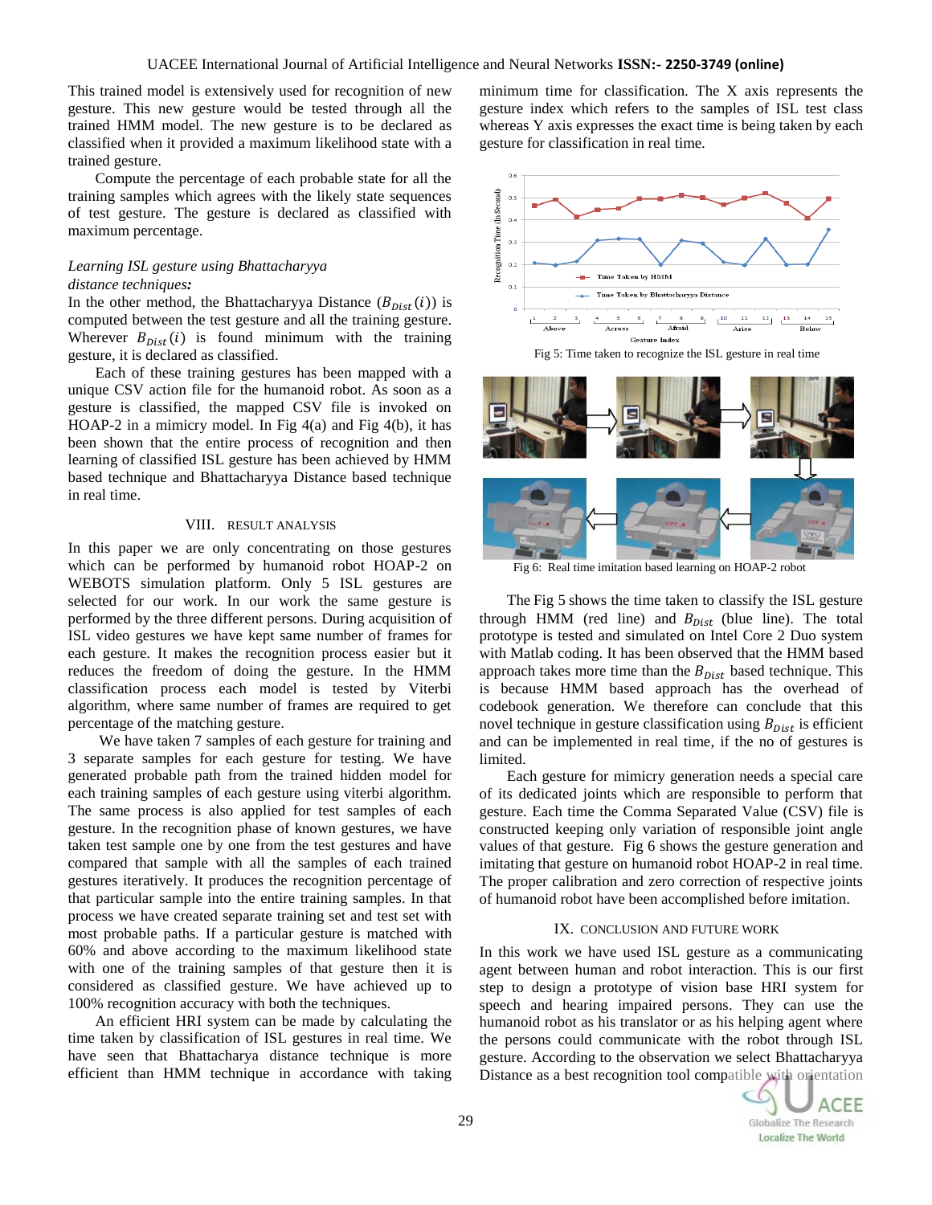This trained model is extensively used for recognition of new gesture. This new gesture would be tested through all the trained HMM model. The new gesture is to be declared as classified when it provided a maximum likelihood state with a trained gesture.

Compute the percentage of each probable state for all the training samples which agrees with the likely state sequences of test gesture. The gesture is declared as classified with maximum percentage.

*Learning ISL gesture using Bhattacharyya distance techniques:*

In the other method, the Bhattacharyya Distance ($B_{Dist}(i)$) is computed between the test gesture and all the training gesture. Wherever $B_{Dist}(i)$ is found minimum with the training gesture, it is declared as classified.

Each of these training gestures has been mapped with a unique CSV action file for the humanoid robot. As soon as a gesture is classified, the mapped CSV file is invoked on HOAP-2 in a mimicry model. In Fig 4(a) and Fig 4(b), it has been shown that the entire process of recognition and then learning of classified ISL gesture has been achieved by HMM based technique and Bhattacharyya Distance based technique in real time.

## VIII. RESULT ANALYSIS

In this paper we are only concentrating on those gestures which can be performed by humanoid robot HOAP-2 on WEBOTS simulation platform. Only 5 ISL gestures are selected for our work. In our work the same gesture is performed by the three different persons. During acquisition of ISL video gestures we have kept same number of frames for each gesture. It makes the recognition process easier but it reduces the freedom of doing the gesture. In the HMM classification process each model is tested by Viterbi algorithm, where same number of frames are required to get percentage of the matching gesture.

We have taken 7 samples of each gesture for training and 3 separate samples for each gesture for testing. We have generated probable path from the trained hidden model for each training samples of each gesture using viterbi algorithm. The same process is also applied for test samples of each gesture. In the recognition phase of known gestures, we have taken test sample one by one from the test gestures and have compared that sample with all the samples of each trained gestures iteratively. It produces the recognition percentage of that particular sample into the entire training samples. In that process we have created separate training set and test set with most probable paths. If a particular gesture is matched with 60% and above according to the maximum likelihood state with one of the training samples of that gesture then it is considered as classified gesture. We have achieved up to 100% recognition accuracy with both the techniques.

An efficient HRI system can be made by calculating the time taken by classification of ISL gestures in real time. We have seen that Bhattacharya distance technique is more efficient than HMM technique in accordance with taking minimum time for classification. The X axis represents the gesture index which refers to the samples of ISL test class whereas Y axis expresses the exact time is being taken by each gesture for classification in real time.

Fig 5: Time taken to recognize the ISL gesture in real time

Fig 6: Real time imitation based learning on HOAP-2 robot

The Fig 5 shows the time taken to classify the ISL gesture through HMM (red line) and $B_{Dist}$ (blue line). The total prototype is tested and simulated on Intel Core 2 Duo system with Matlab coding. It has been observed that the HMM based approach takes more time than the $B_{Dist}$ based technique. This is because HMM based approach has the overhead of codebook generation. We therefore can conclude that this novel technique in gesture classification using $B_{Dist}$ is efficient and can be implemented in real time, if the no of gestures is limited.

Each gesture for mimicry generation needs a special care of its dedicated joints which are responsible to perform that gesture. Each time the Comma Separated Value (CSV) file is constructed keeping only variation of responsible joint angle values of that gesture. Fig 6 shows the gesture generation and imitating that gesture on humanoid robot HOAP-2 in real time. The proper calibration and zero correction of respective joints of humanoid robot have been accomplished before imitation.

## IX. CONCLUSION AND FUTURE WORK

In this work we have used ISL gesture as a communicating agent between human and robot interaction. This is our first step to design a prototype of vision base HRI system for speech and hearing impaired persons. They can use the humanoid robot as his translator or as his helping agent where the persons could communicate with the robot through ISL gesture. According to the observation we select Bhattacharyya Distance as a best recognition tool compatible with orientation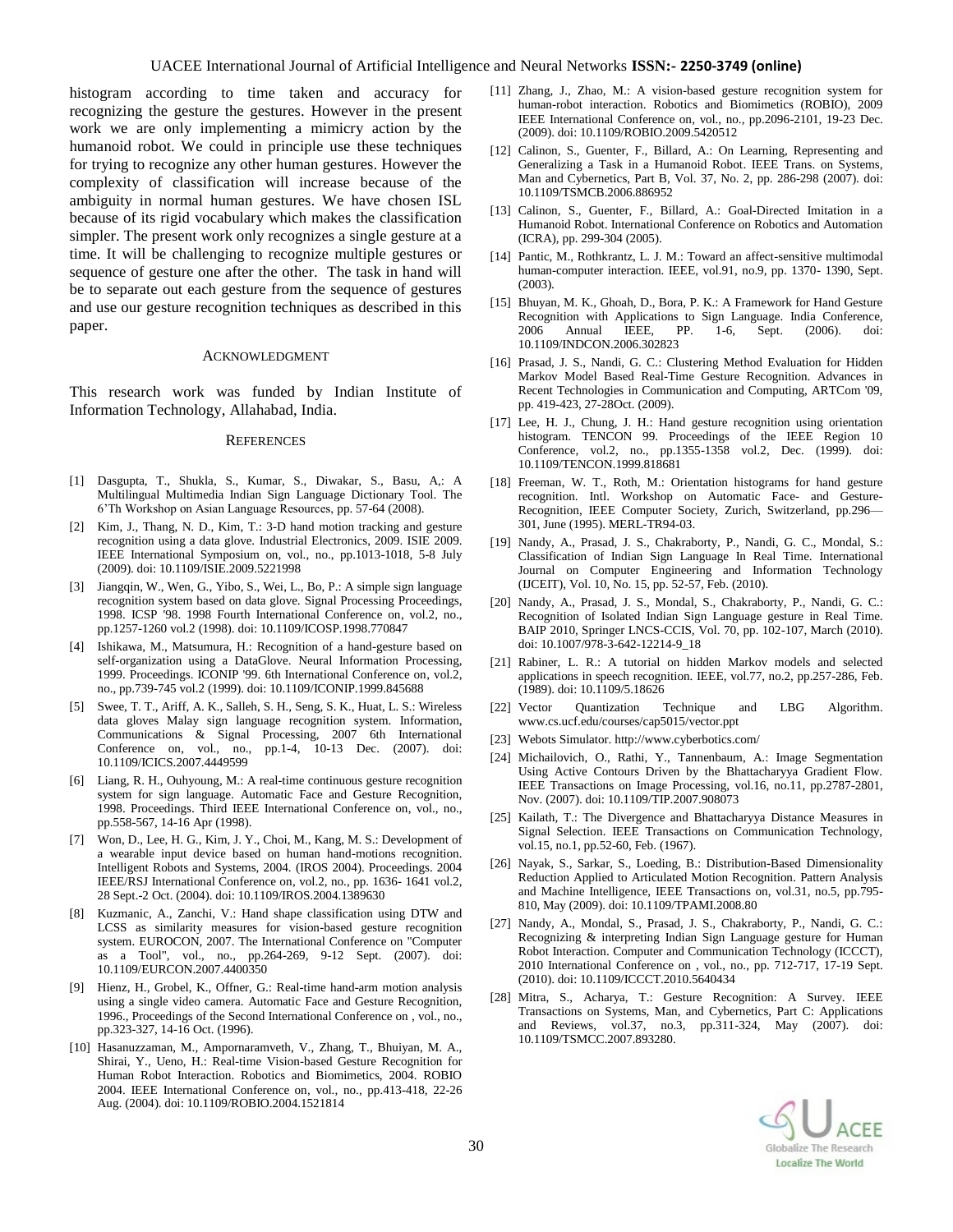histogram according to time taken and accuracy for recognizing the gesture the gestures. However in the present work we are only implementing a mimicry action by the humanoid robot. We could in principle use these techniques for trying to recognize any other human gestures. However the complexity of classification will increase because of the ambiguity in normal human gestures. We have chosen ISL because of its rigid vocabulary which makes the classification simpler. The present work only recognizes a single gesture at a time. It will be challenging to recognize multiple gestures or sequence of gesture one after the other. The task in hand will be to separate out each gesture from the sequence of gestures and use our gesture recognition techniques as described in this paper.

## Acknowledgment

This research work was funded by Indian Institute of Information Technology, Allahabad, India.

## References

[1] Dasgupta, T., Shukla, S., Kumar, S., Diwakar, S., Basu, A,: A Multilingual Multimedia Indian Sign Language Dictionary Tool. The 6'Th Workshop on Asian Language Resources, pp. 57-64 (2008).

[2] Kim, J., Thang, N. D., Kim, T.: 3-D hand motion tracking and gesture recognition using a data glove. Industrial Electronics, 2009. ISIE 2009. IEEE International Symposium on, vol., no., pp.1013-1018, 5-8 July (2009). doi: 10.1109/ISIE.2009.5221998

[3] Jiangqin, W., Wen, G., Yibo, S., Wei, L., Bo, P.: A simple sign language recognition system based on data glove. Signal Processing Proceedings, 1998. ICSP '98. 1998 Fourth International Conference on, vol.2, no., pp.1257-1260 vol.2 (1998). doi: 10.1109/ICOSP.1998.770847

[4] Ishikawa, M., Matsumura, H.: Recognition of a hand-gesture based on self-organization using a DataGlove. Neural Information Processing, 1999. Proceedings. ICONIP '99. 6th International Conference on, vol.2, no., pp.739-745 vol.2 (1999). doi: 10.1109/ICONIP.1999.845688

[5] Swee, T. T., Ariff, A. K., Salleh, S. H., Seng, S. K., Huat, L. S.: Wireless data gloves Malay sign language recognition system. Information, Communications & Signal Processing, 2007 6th International Conference on, vol., no., pp.1-4, 10-13 Dec. (2007). doi: 10.1109/ICICS.2007.4449599

[6] Liang, R. H., Ouhyoung, M.: A real-time continuous gesture recognition system for sign language. Automatic Face and Gesture Recognition, 1998. Proceedings. Third IEEE International Conference on, vol., no., pp.558-567, 14-16 Apr (1998).

[7] Won, D., Lee, H. G., Kim, J. Y., Choi, M., Kang, M. S.: Development of a wearable input device based on human hand-motions recognition. Intelligent Robots and Systems, 2004. (IROS 2004). Proceedings. 2004 IEEE/RSJ International Conference on, vol.2, no., pp. 1636- 1641 vol.2, 28 Sept.-2 Oct. (2004). doi: 10.1109/IROS.2004.1389630

[8] Kuzmanic, A., Zanchi, V.: Hand shape classification using DTW and LCSS as similarity measures for vision-based gesture recognition system. EUROCON, 2007. The International Conference on "Computer as a Tool", vol., no., pp.264-269, 9-12 Sept. (2007). doi: 10.1109/EURCON.2007.4400350

[9] Hienz, H., Grobel, K., Offner, G.: Real-time hand-arm motion analysis using a single video camera. Automatic Face and Gesture Recognition, 1996., Proceedings of the Second International Conference on , vol., no., pp.323-327, 14-16 Oct. (1996).

[10] Hasanuzzaman, M., Ampornaramveth, V., Zhang, T., Bhuiyan, M. A., Shirai, Y., Ueno, H.: Real-time Vision-based Gesture Recognition for Human Robot Interaction. Robotics and Biomimetics, 2004. ROBIO 2004. IEEE International Conference on, vol., no., pp.413-418, 22-26 Aug. (2004). doi: 10.1109/ROBIO.2004.1521814

[11] Zhang, J., Zhao, M.: A vision-based gesture recognition system for human-robot interaction. Robotics and Biomimetics (ROBIO), 2009 IEEE International Conference on, vol., no., pp.2096-2101, 19-23 Dec. (2009). doi: 10.1109/ROBIO.2009.5420512

[12] Calinon, S., Guenter, F., Billard, A.: On Learning, Representing and Generalizing a Task in a Humanoid Robot. IEEE Trans. on Systems, Man and Cybernetics, Part B, Vol. 37, No. 2, pp. 286-298 (2007). doi: 10.1109/TSMCB.2006.886952

[13] Calinon, S., Guenter, F., Billard, A.: Goal-Directed Imitation in a Humanoid Robot. International Conference on Robotics and Automation (ICRA), pp. 299-304 (2005).

[14] Pantic, M., Rothkrantz, L. J. M.: Toward an affect-sensitive multimodal human-computer interaction. IEEE, vol.91, no.9, pp. 1370- 1390, Sept. (2003).

[15] Bhuyan, M. K., Ghoah, D., Bora, P. K.: A Framework for Hand Gesture Recognition with Applications to Sign Language. India Conference, 2006 Annual IEEE, PP. 1-6, Sept. (2006). doi: 10.1109/INDCON.2006.302823

[16] Prasad, J. S., Nandi, G. C.: Clustering Method Evaluation for Hidden Markov Model Based Real-Time Gesture Recognition. Advances in Recent Technologies in Communication and Computing, ARTCom '09, pp. 419-423, 27-28Oct. (2009).

[17] Lee, H. J., Chung, J. H.: Hand gesture recognition using orientation histogram. TENCON 99. Proceedings of the IEEE Region 10 Conference, vol.2, no., pp.1355-1358 vol.2, Dec. (1999). doi: 10.1109/TENCON.1999.818681

[18] Freeman, W. T., Roth, M.: Orientation histograms for hand gesture recognition. Intl. Workshop on Automatic Face- and Gesture-Recognition, IEEE Computer Society, Zurich, Switzerland, pp.296—301, June (1995). MERL-TR94-03.

[19] Nandy, A., Prasad, J. S., Chakraborty, P., Nandi, G. C., Mondal, S.: Classification of Indian Sign Language In Real Time. International Journal on Computer Engineering and Information Technology (IJCEIT), Vol. 10, No. 15, pp. 52-57, Feb. (2010).

[20] Nandy, A., Prasad, J. S., Mondal, S., Chakraborty, P., Nandi, G. C.: Recognition of Isolated Indian Sign Language gesture in Real Time. BAIP 2010, Springer LNCS-CCIS, Vol. 70, pp. 102-107, March (2010). doi: 10.1007/978-3-642-12214-9_18

[21] Rabiner, L. R.: A tutorial on hidden Markov models and selected applications in speech recognition. IEEE, vol.77, no.2, pp.257-286, Feb. (1989). doi: 10.1109/5.18626

[22] Vector Quantization Technique and LBG Algorithm. www.cs.ucf.edu/courses/cap5015/vector.ppt

[23] Webots Simulator. http://www.cyberbotics.com/

[24] Michailovich, O., Rathi, Y., Tannenbaum, A.: Image Segmentation Using Active Contours Driven by the Bhattacharyya Gradient Flow. IEEE Transactions on Image Processing, vol.16, no.11, pp.2787-2801, Nov. (2007). doi: 10.1109/TIP.2007.908073

[25] Kailath, T.: The Divergence and Bhattacharyya Distance Measures in Signal Selection. IEEE Transactions on Communication Technology, vol.15, no.1, pp.52-60, Feb. (1967).

[26] Nayak, S., Sarkar, S., Loeding, B.: Distribution-Based Dimensionality Reduction Applied to Articulated Motion Recognition. Pattern Analysis and Machine Intelligence, IEEE Transactions on, vol.31, no.5, pp.795-810, May (2009). doi: 10.1109/TPAMI.2008.80

[27] Nandy, A., Mondal, S., Prasad, J. S., Chakraborty, P., Nandi, G. C.: Recognizing & interpreting Indian Sign Language gesture for Human Robot Interaction. Computer and Communication Technology (ICCCT), 2010 International Conference on , vol., no., pp. 712-717, 17-19 Sept. (2010). doi: 10.1109/ICCCT.2010.5640434

[28] Mitra, S., Acharya, T.: Gesture Recognition: A Survey. IEEE Transactions on Systems, Man, and Cybernetics, Part C: Applications and Reviews, vol.37, no.3, pp.311-324, May (2007). doi: 10.1109/TSMCC.2007.893280.